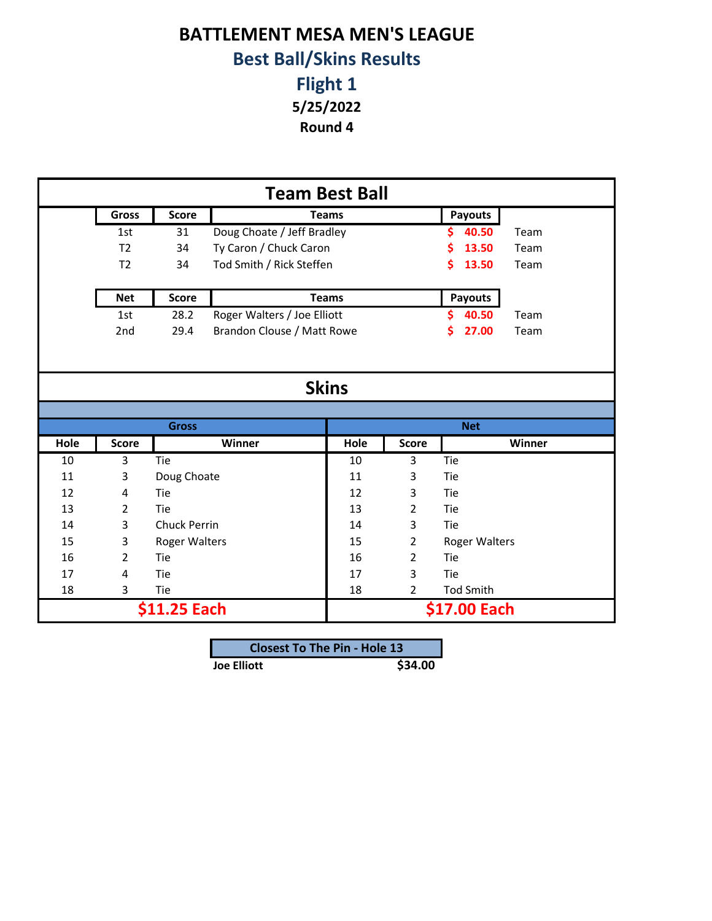# BATTLEMENT MESA MEN'S LEAGUE

## Best Ball/Skins Results

## Flight 1

**5/25/2022**

**Round 4**

## Team Best Ball

| Gross | Score | Teams | Payouts | |
|---|---|---|---|---|
| 1st | 31 | Doug Choate / Jeff Bradley | $ 40.50 | Team |
| T2 | 34 | Ty Caron / Chuck Caron | $ 13.50 | Team |
| T2 | 34 | Tod Smith / Rick Steffen | $ 13.50 | Team |

| Net | Score | Teams | Payouts | |
|---|---|---|---|---|
| 1st | 28.2 | Roger Walters / Joe Elliott | $ 40.50 | Team |
| 2nd | 29.4 | Brandon Clouse / Matt Rowe | $ 27.00 | Team |

## Skins

| Gross | | | Net | | |
|---|---|---|---|---|---|
| Hole | Score | Winner | Hole | Score | Winner |
| 10 | 3 | Tie | 10 | 3 | Tie |
| 11 | 3 | Doug Choate | 11 | 3 | Tie |
| 12 | 4 | Tie | 12 | 3 | Tie |
| 13 | 2 | Tie | 13 | 2 | Tie |
| 14 | 3 | Chuck Perrin | 14 | 3 | Tie |
| 15 | 3 | Roger Walters | 15 | 2 | Roger Walters |
| 16 | 2 | Tie | 16 | 2 | Tie |
| 17 | 4 | Tie | 17 | 3 | Tie |
| 18 | 3 | Tie | 18 | 2 | Tod Smith |
| $11.25 Each | | | $17.00 Each | | |

| Closest To The Pin - Hole 13 | |
|---|---|
| Joe Elliott | $34.00 |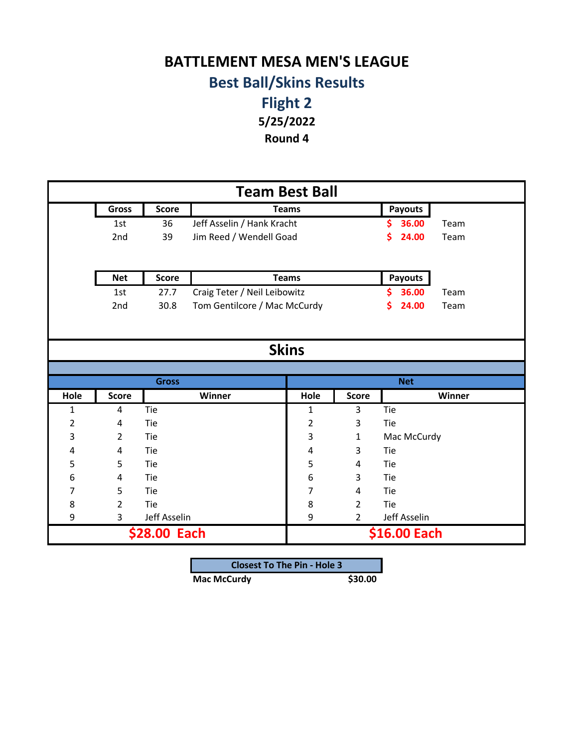# BATTLEMENT MESA MEN'S LEAGUE

## Best Ball/Skins Results

## Flight 2

**5/25/2022**

**Round 4**

## Team Best Ball

| Gross | Score | Teams | Payouts | |
|---|---|---|---|---|
| 1st | 36 | Jeff Asselin / Hank Kracht | $ 36.00 | Team |
| 2nd | 39 | Jim Reed / Wendell Goad | $ 24.00 | Team |

| Net | Score | Teams | Payouts | |
|---|---|---|---|---|
| 1st | 27.7 | Craig Teter / Neil Leibowitz | $ 36.00 | Team |
| 2nd | 30.8 | Tom Gentilcore / Mac McCurdy | $ 24.00 | Team |

## Skins

| Gross | | | Net | | |
|---|---|---|---|---|---|
| Hole | Score | Winner | Hole | Score | Winner |
| 1 | 4 | Tie | 1 | 3 | Tie |
| 2 | 4 | Tie | 2 | 3 | Tie |
| 3 | 2 | Tie | 3 | 1 | Mac McCurdy |
| 4 | 4 | Tie | 4 | 3 | Tie |
| 5 | 5 | Tie | 5 | 4 | Tie |
| 6 | 4 | Tie | 6 | 3 | Tie |
| 7 | 5 | Tie | 7 | 4 | Tie |
| 8 | 2 | Tie | 8 | 2 | Tie |
| 9 | 3 | Jeff Asselin | 9 | 2 | Jeff Asselin |
| $28.00 Each | | | $16.00 Each | | |

| Closest To The Pin - Hole 3 | |
|---|---|
| **Mac McCurdy** | **$30.00** |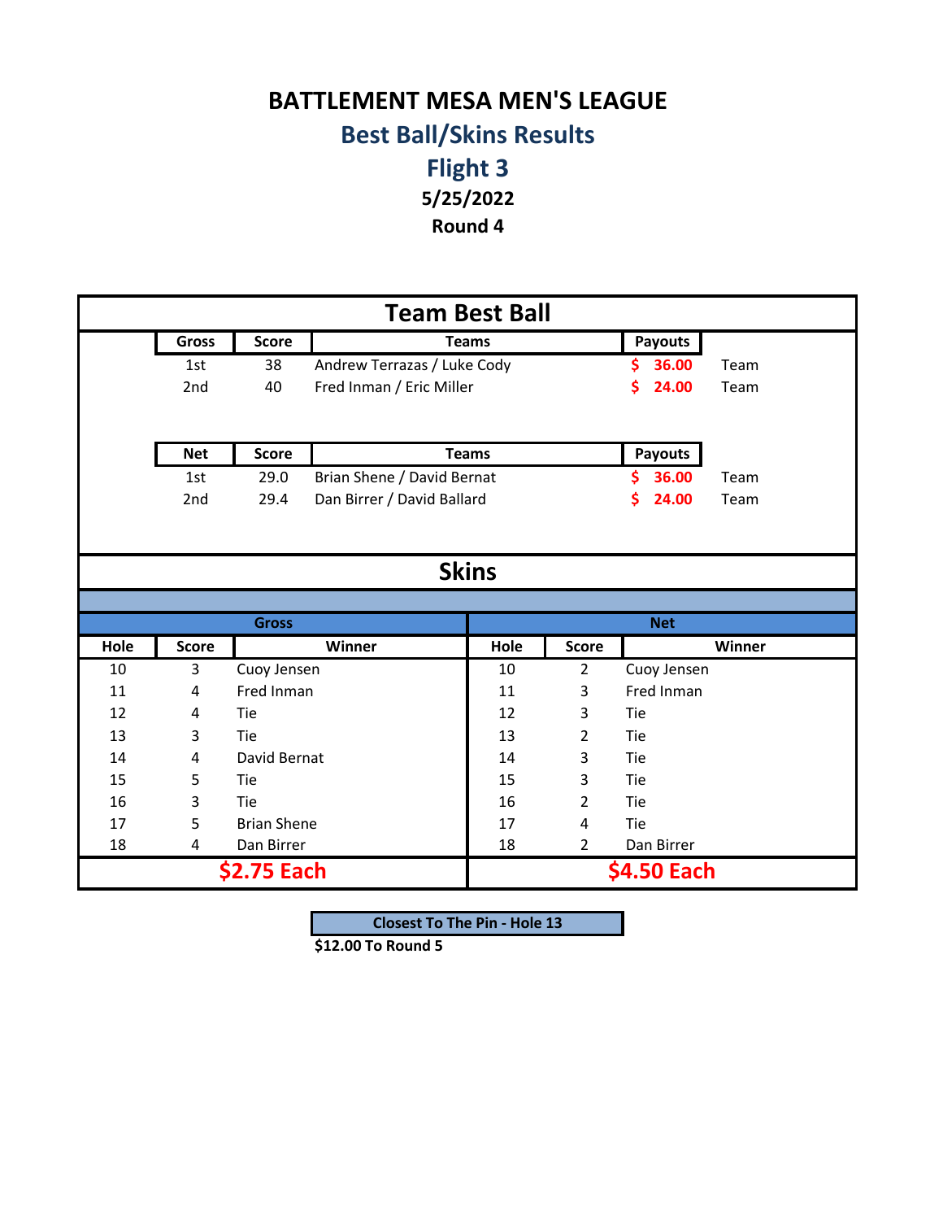# BATTLEMENT MESA MEN'S LEAGUE

## Best Ball/Skins Results

## Flight 3

**5/25/2022**

**Round 4**

## Team Best Ball

| Gross | Score | Teams | Payouts | |
|---|---|---|---|---|
| 1st | 38 | Andrew Terrazas / Luke Cody | $ 36.00 | Team |
| 2nd | 40 | Fred Inman / Eric Miller | $ 24.00 | Team |

| Net | Score | Teams | Payouts | |
|---|---|---|---|---|
| 1st | 29.0 | Brian Shene / David Bernat | $ 36.00 | Team |
| 2nd | 29.4 | Dan Birrer / David Ballard | $ 24.00 | Team |

## Skins

| Gross | | | Net | | |
|---|---|---|---|---|---|
| Hole | Score | Winner | Hole | Score | Winner |
| 10 | 3 | Cuoy Jensen | 10 | 2 | Cuoy Jensen |
| 11 | 4 | Fred Inman | 11 | 3 | Fred Inman |
| 12 | 4 | Tie | 12 | 3 | Tie |
| 13 | 3 | Tie | 13 | 2 | Tie |
| 14 | 4 | David Bernat | 14 | 3 | Tie |
| 15 | 5 | Tie | 15 | 3 | Tie |
| 16 | 3 | Tie | 16 | 2 | Tie |
| 17 | 5 | Brian Shene | 17 | 4 | Tie |
| 18 | 4 | Dan Birrer | 18 | 2 | Dan Birrer |
| $2.75 Each | | | $4.50 Each | | |

**Closest To The Pin - Hole 13**

**$12.00 To Round 5**